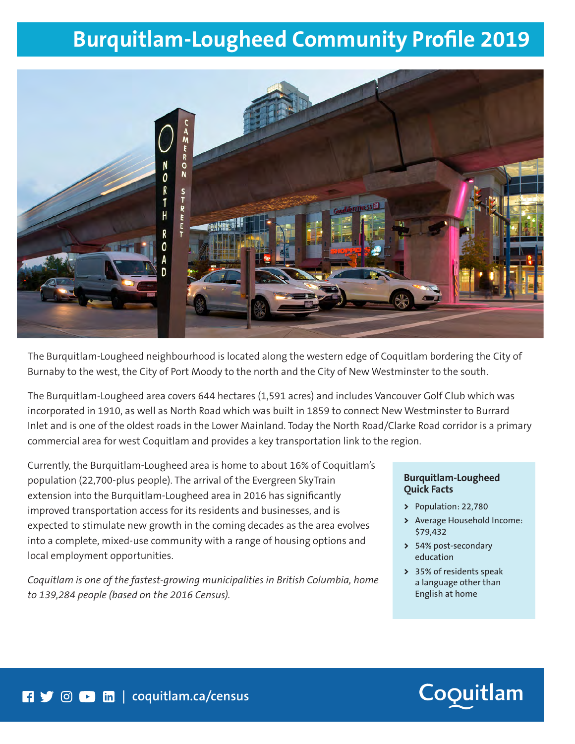# Burquitlam-Lougheed Community Profile 2019

The Burquitlam-Lougheed neighbourhood is located along the western edge of Coquitlam bordering the City of Burnaby to the west, the City of Port Moody to the north and the City of New Westminster to the south.

The Burquitlam-Lougheed area covers 644 hectares (1,591 acres) and includes Vancouver Golf Club which was incorporated in 1910, as well as North Road which was built in 1859 to connect New Westminster to Burrard Inlet and is one of the oldest roads in the Lower Mainland. Today the North Road/Clarke Road corridor is a primary commercial area for west Coquitlam and provides a key transportation link to the region.

Currently, the Burquitlam-Lougheed area is home to about 16% of Coquitlam's population (22,700-plus people). The arrival of the Evergreen SkyTrain extension into the Burquitlam-Lougheed area in 2016 has significantly improved transportation access for its residents and businesses, and is expected to stimulate new growth in the coming decades as the area evolves into a complete, mixed-use community with a range of housing options and local employment opportunities.

*Coquitlam is one of the fastest-growing municipalities in British Columbia, home to 139,284 people (based on the 2016 Census).*

**Burquitlam-Lougheed Quick Facts**

- Population: 22,780
- Average Household Income: $79,432
- 54% post-secondary education
- 35% of residents speak a language other than English at home

coquitlam.ca/census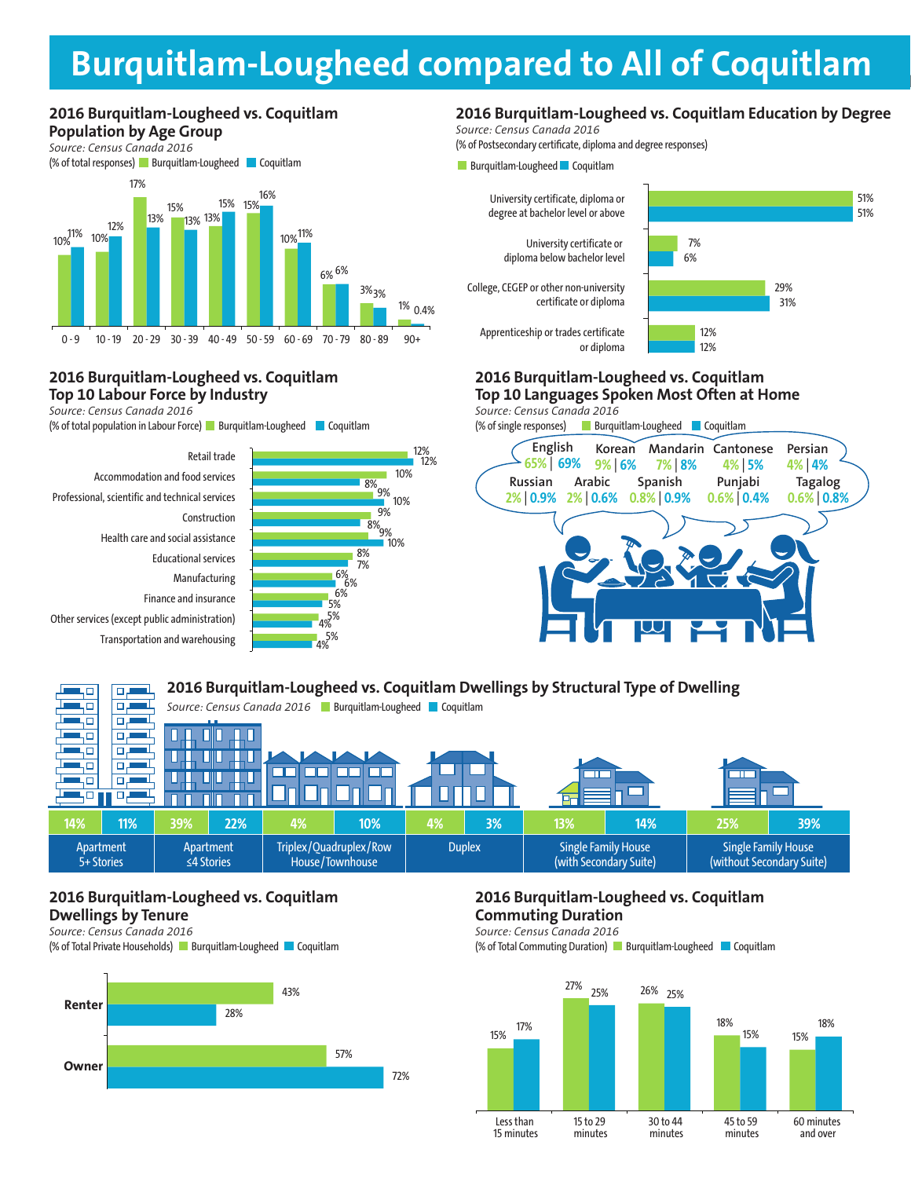# Burquitlam-Lougheed compared to All of Coquitlam

## 2016 Burquitlam-Lougheed vs. Coquitlam Population by Age Group

*Source: Census Canada 2016*

(% of total responses)

| Age Group | Burquitlam-Lougheed | Coquitlam |
|---|---|---|
| 0 - 9 | 10% | 11% |
| 10 - 19 | 10% | 12% |
| 20 - 29 | 17% | 13% |
| 30 - 39 | 15% | 13% |
| 40 - 49 | 13% | 15% |
| 50 - 59 | 15% | 16% |
| 60 - 69 | 10% | 11% |
| 70 - 79 | 6% | 6% |
| 80 - 89 | 3% | 3% |
| 90+ | 1% | 0.4% |

## 2016 Burquitlam-Lougheed vs. Coquitlam Education by Degree

*Source: Census Canada 2016*

(% of Postsecondary certificate, diploma and degree responses)

| Degree | Burquitlam-Lougheed | Coquitlam |
|---|---|---|
| University certificate, diploma or degree at bachelor level or above | 51% | 51% |
| University certificate or diploma below bachelor level | 7% | 6% |
| College, CEGEP or other non-university certificate or diploma | 29% | 31% |
| Apprenticeship or trades certificate or diploma | 12% | 12% |

## 2016 Burquitlam-Lougheed vs. Coquitlam Top 10 Labour Force by Industry

*Source: Census Canada 2016*

(% of total population in Labour Force)

| Industry | Burquitlam-Lougheed | Coquitlam |
|---|---|---|
| Retail trade | 12% | 12% |
| Accommodation and food services | 10% | 8% |
| Professional, scientific and technical services | 9% | 10% |
| Construction | 9% | 8% |
| Health care and social assistance | 9% | 10% |
| Educational services | 8% | 7% |
| Manufacturing | 6% | 6% |
| Finance and insurance | 6% | 5% |
| Other services (except public administration) | 5% | 4% |
| Transportation and warehousing | 5% | 4% |

## 2016 Burquitlam-Lougheed vs. Coquitlam Top 10 Languages Spoken Most Often at Home

*Source: Census Canada 2016*

(% of single responses)

| Language | Burquitlam-Lougheed | Coquitlam |
|---|---|---|
| English | 65% | 69% |
| Korean | 9% | 6% |
| Mandarin | 7% | 8% |
| Cantonese | 4% | 5% |
| Persian | 4% | 4% |
| Russian | 2% | 0.9% |
| Arabic | 2% | 0.6% |
| Spanish | 0.8% | 0.9% |
| Punjabi | 0.6% | 0.4% |
| Tagalog | 0.6% | 0.8% |

## 2016 Burquitlam-Lougheed vs. Coquitlam Dwellings by Structural Type of Dwelling

*Source: Census Canada 2016*

| Dwelling Type | Burquitlam-Lougheed | Coquitlam |
|---|---|---|
| Apartment 5+ Stories | 14% | 11% |
| Apartment ≤4 Stories | 39% | 22% |
| Triplex/Quadruplex/Row House/Townhouse | 4% | 10% |
| Duplex | 4% | 3% |
| Single Family House (with Secondary Suite) | 13% | 14% |
| Single Family House (without Secondary Suite) | 25% | 39% |

## 2016 Burquitlam-Lougheed vs. Coquitlam Dwellings by Tenure

*Source: Census Canada 2016*

(% of Total Private Households)

| Tenure | Burquitlam-Lougheed | Coquitlam |
|---|---|---|
| Renter | 43% | 28% |
| Owner | 57% | 72% |

## 2016 Burquitlam-Lougheed vs. Coquitlam Commuting Duration

*Source: Census Canada 2016*

(% of Total Commuting Duration)

| Duration | Burquitlam-Lougheed | Coquitlam |
|---|---|---|
| Less than 15 minutes | 15% | 17% |
| 15 to 29 minutes | 27% | 25% |
| 30 to 44 minutes | 26% | 25% |
| 45 to 59 minutes | 18% | 15% |
| 60 minutes and over | 15% | 18% |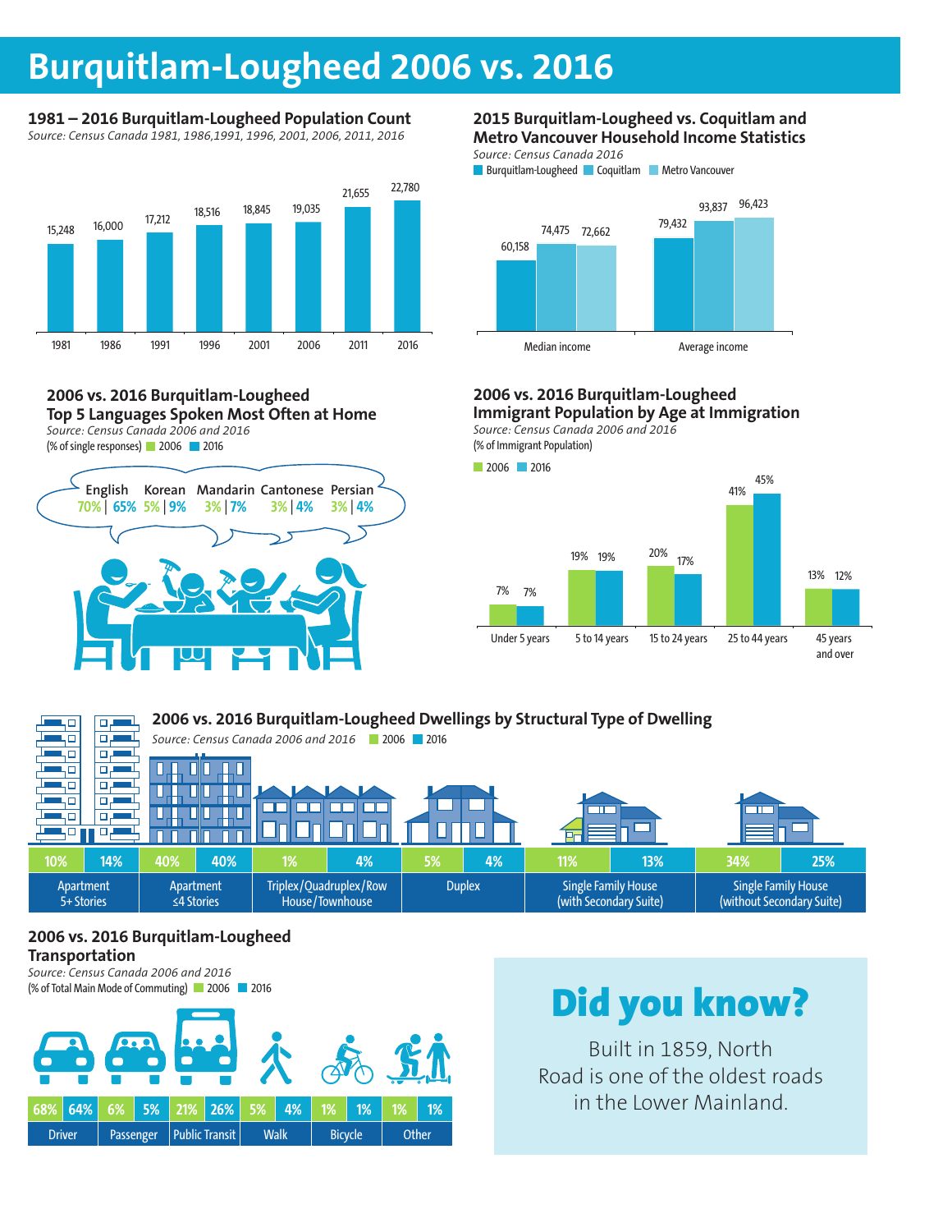# Burquitlam-Lougheed 2006 vs. 2016

## 1981 – 2016 Burquitlam-Lougheed Population Count

*Source: Census Canada 1981, 1986,1991, 1996, 2001, 2006, 2011, 2016*

| Year | Population |
|---|---|
| 1981 | 15,248 |
| 1986 | 16,000 |
| 1991 | 17,212 |
| 1996 | 18,516 |
| 2001 | 18,845 |
| 2006 | 19,035 |
| 2011 | 21,655 |
| 2016 | 22,780 |

## 2015 Burquitlam-Lougheed vs. Coquitlam and Metro Vancouver Household Income Statistics

*Source: Census Canada 2016*

| | Burquitlam-Lougheed | Coquitlam | Metro Vancouver |
|---|---|---|---|
| Median income | 60,158 | 74,475 | 72,662 |
| Average income | 79,432 | 93,837 | 96,423 |

## 2006 vs. 2016 Burquitlam-Lougheed Top 5 Languages Spoken Most Often at Home

*Source: Census Canada 2006 and 2016*

(% of single responses)

| Language | 2006 | 2016 |
|---|---|---|
| English | 70% | 65% |
| Korean | 5% | 9% |
| Mandarin | 3% | 7% |
| Cantonese | 3% | 4% |
| Persian | 3% | 4% |

## 2006 vs. 2016 Burquitlam-Lougheed Immigrant Population by Age at Immigration

*Source: Census Canada 2006 and 2016*

(% of Immigrant Population)

| Age at Immigration | 2006 | 2016 |
|---|---|---|
| Under 5 years | 7% | 7% |
| 5 to 14 years | 19% | 19% |
| 15 to 24 years | 20% | 17% |
| 25 to 44 years | 41% | 45% |
| 45 years and over | 13% | 12% |

## 2006 vs. 2016 Burquitlam-Lougheed Dwellings by Structural Type of Dwelling

*Source: Census Canada 2006 and 2016*

| Structural Type of Dwelling | 2006 | 2016 |
|---|---|---|
| Apartment 5+ Stories | 10% | 14% |
| Apartment ≤4 Stories | 40% | 40% |
| Triplex/Quadruplex/Row House/Townhouse | 1% | 4% |
| Duplex | 5% | 4% |
| Single Family House (with Secondary Suite) | 11% | 13% |
| Single Family House (without Secondary Suite) | 34% | 25% |

## 2006 vs. 2016 Burquitlam-Lougheed Transportation

*Source: Census Canada 2006 and 2016*

(% of Total Main Mode of Commuting)

| Mode | 2006 | 2016 |
|---|---|---|
| Driver | 68% | 64% |
| Passenger | 6% | 5% |
| Public Transit | 21% | 26% |
| Walk | 5% | 4% |
| Bicycle | 1% | 1% |
| Other | 1% | 1% |

## Did you know?

Built in 1859, North Road is one of the oldest roads in the Lower Mainland.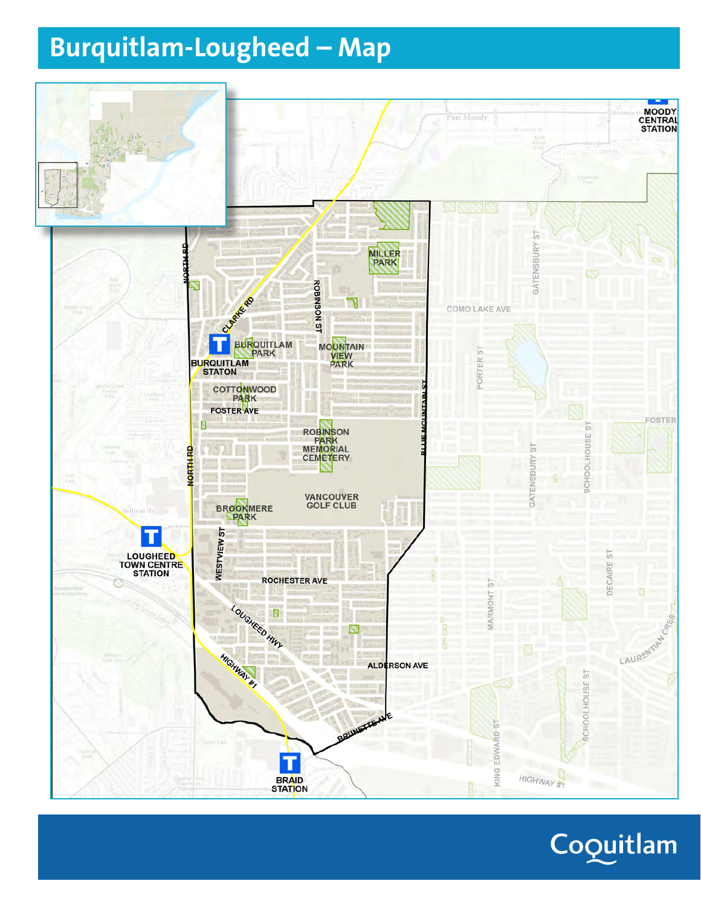# Burquitlam-Lougheed – Map

MOODY CENTRAL STATION

MILLER PARK

ROBINSON ST

CLARKE RD

NORTH RD

BURQUITLAM PARK

MOUNTAIN VIEW PARK

BURQUITLAM STATON

COTTONWOOD PARK

FOSTER AVE

ROBINSON PARK MEMORIAL CEMETERY

BLUE MOUNTAIN ST

COMO LAKE AVE

GATENSBURY ST

PORTER ST

FOSTER

SCHOOLHOUSE ST

VANCOUVER GOLF CLUB

BROOKMERE PARK

LOUGHEED TOWN CENTRE STATION

WESTVIEW ST

ROCHESTER AVE

LOUGHEED HWY

HIGHWAY #1

ALDERSON AVE

BRUNETTE AVE

BRAID STATION

MARMONT ST

KING EDWARD ST

DECAIRE ST

LAURENTIAN CRES

HIGHWAY #1

Coquitlam